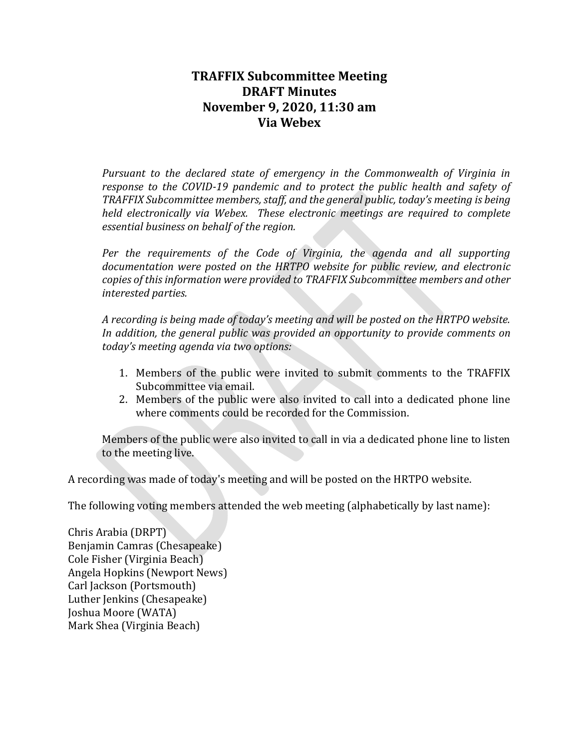# TRAFFIX Subcommittee Meeting
## DRAFT Minutes
## November 9, 2020, 11:30 am
## Via Webex

*Pursuant to the declared state of emergency in the Commonwealth of Virginia in response to the COVID-19 pandemic and to protect the public health and safety of TRAFFIX Subcommittee members, staff, and the general public, today's meeting is being held electronically via Webex. These electronic meetings are required to complete essential business on behalf of the region.*

*Per the requirements of the Code of Virginia, the agenda and all supporting documentation were posted on the HRTPO website for public review, and electronic copies of this information were provided to TRAFFIX Subcommittee members and other interested parties.*

*A recording is being made of today's meeting and will be posted on the HRTPO website. In addition, the general public was provided an opportunity to provide comments on today's meeting agenda via two options:*

1. Members of the public were invited to submit comments to the TRAFFIX Subcommittee via email.
2. Members of the public were also invited to call into a dedicated phone line where comments could be recorded for the Commission.

Members of the public were also invited to call in via a dedicated phone line to listen to the meeting live.

A recording was made of today's meeting and will be posted on the HRTPO website.

The following voting members attended the web meeting (alphabetically by last name):

Chris Arabia (DRPT)
Benjamin Camras (Chesapeake)
Cole Fisher (Virginia Beach)
Angela Hopkins (Newport News)
Carl Jackson (Portsmouth)
Luther Jenkins (Chesapeake)
Joshua Moore (WATA)
Mark Shea (Virginia Beach)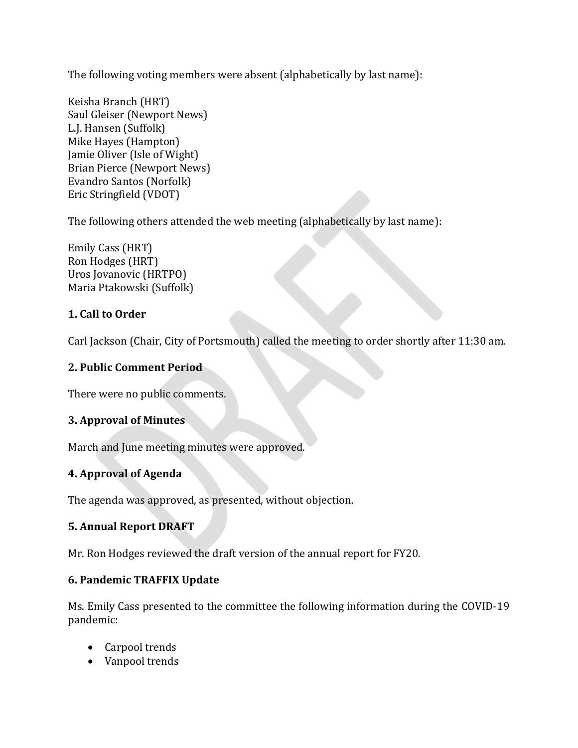The following voting members were absent (alphabetically by last name):

Keisha Branch (HRT)
Saul Gleiser (Newport News)
L.J. Hansen (Suffolk)
Mike Hayes (Hampton)
Jamie Oliver (Isle of Wight)
Brian Pierce (Newport News)
Evandro Santos (Norfolk)
Eric Stringfield (VDOT)

The following others attended the web meeting (alphabetically by last name):

Emily Cass (HRT)
Ron Hodges (HRT)
Uros Jovanovic (HRTPO)
Maria Ptakowski (Suffolk)

### 1. Call to Order

Carl Jackson (Chair, City of Portsmouth) called the meeting to order shortly after 11:30 am.

### 2. Public Comment Period

There were no public comments.

### 3. Approval of Minutes

March and June meeting minutes were approved.

### 4. Approval of Agenda

The agenda was approved, as presented, without objection.

### 5. Annual Report DRAFT

Mr. Ron Hodges reviewed the draft version of the annual report for FY20.

### 6. Pandemic TRAFFIX Update

Ms. Emily Cass presented to the committee the following information during the COVID-19 pandemic:

- Carpool trends
- Vanpool trends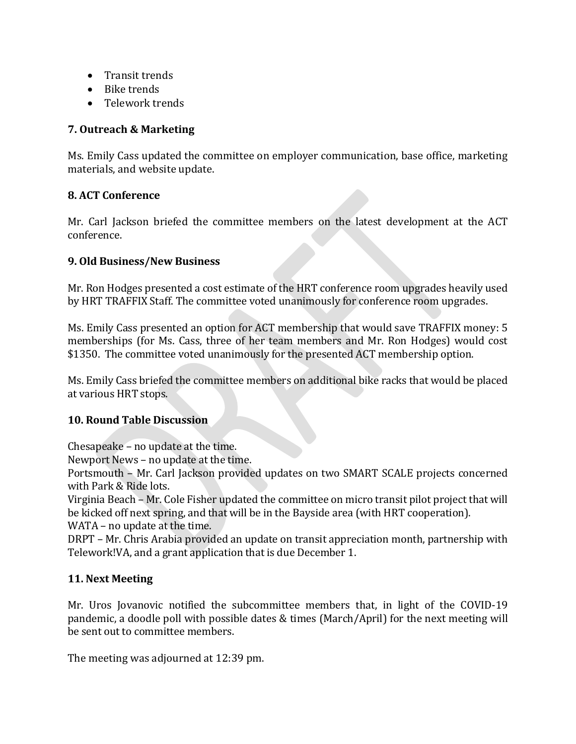- Transit trends
- Bike trends
- Telework trends

**7. Outreach & Marketing**

Ms. Emily Cass updated the committee on employer communication, base office, marketing materials, and website update.

**8. ACT Conference**

Mr. Carl Jackson briefed the committee members on the latest development at the ACT conference.

**9. Old Business/New Business**

Mr. Ron Hodges presented a cost estimate of the HRT conference room upgrades heavily used by HRT TRAFFIX Staff. The committee voted unanimously for conference room upgrades.

Ms. Emily Cass presented an option for ACT membership that would save TRAFFIX money: 5 memberships (for Ms. Cass, three of her team members and Mr. Ron Hodges) would cost $1350. The committee voted unanimously for the presented ACT membership option.

Ms. Emily Cass briefed the committee members on additional bike racks that would be placed at various HRT stops.

**10. Round Table Discussion**

Chesapeake – no update at the time.
Newport News – no update at the time.
Portsmouth – Mr. Carl Jackson provided updates on two SMART SCALE projects concerned with Park & Ride lots.
Virginia Beach – Mr. Cole Fisher updated the committee on micro transit pilot project that will be kicked off next spring, and that will be in the Bayside area (with HRT cooperation).
WATA – no update at the time.
DRPT – Mr. Chris Arabia provided an update on transit appreciation month, partnership with Telework!VA, and a grant application that is due December 1.

**11. Next Meeting**

Mr. Uros Jovanovic notified the subcommittee members that, in light of the COVID-19 pandemic, a doodle poll with possible dates & times (March/April) for the next meeting will be sent out to committee members.

The meeting was adjourned at 12:39 pm.